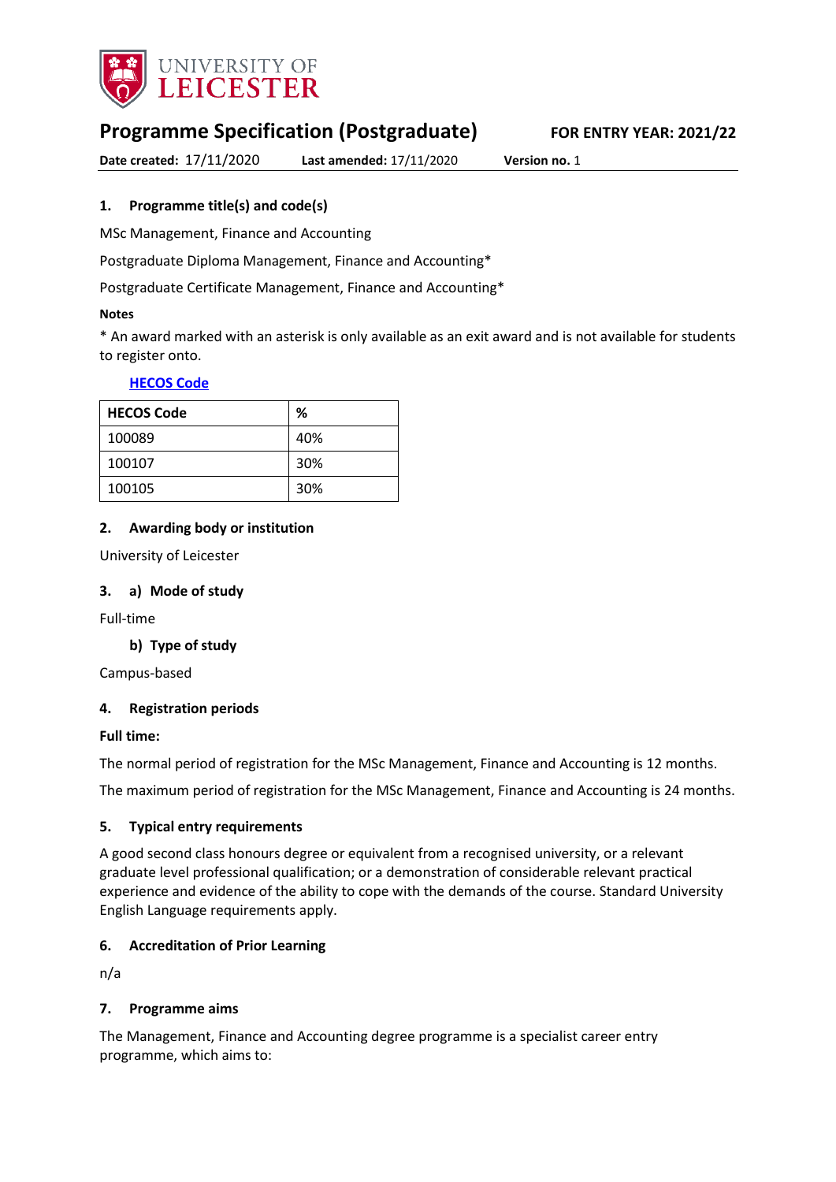UNIVERSITY OF LEICESTER

# Programme Specification (Postgraduate)

**FOR ENTRY YEAR: 2021/22**

**Date created:** 17/11/2020 **Last amended:** 17/11/2020 **Version no.** 1

## 1. Programme title(s) and code(s)

MSc Management, Finance and Accounting

Postgraduate Diploma Management, Finance and Accounting*

Postgraduate Certificate Management, Finance and Accounting*

**Notes**

* An award marked with an asterisk is only available as an exit award and is not available for students to register onto.

**HECOS Code**

| HECOS Code | % |
|---|---|
| 100089 | 40% |
| 100107 | 30% |
| 100105 | 30% |

## 2. Awarding body or institution

University of Leicester

## 3. a) Mode of study

Full-time

### b) Type of study

Campus-based

## 4. Registration periods

**Full time:**

The normal period of registration for the MSc Management, Finance and Accounting is 12 months.

The maximum period of registration for the MSc Management, Finance and Accounting is 24 months.

## 5. Typical entry requirements

A good second class honours degree or equivalent from a recognised university, or a relevant graduate level professional qualification; or a demonstration of considerable relevant practical experience and evidence of the ability to cope with the demands of the course. Standard University English Language requirements apply.

## 6. Accreditation of Prior Learning

n/a

## 7. Programme aims

The Management, Finance and Accounting degree programme is a specialist career entry programme, which aims to: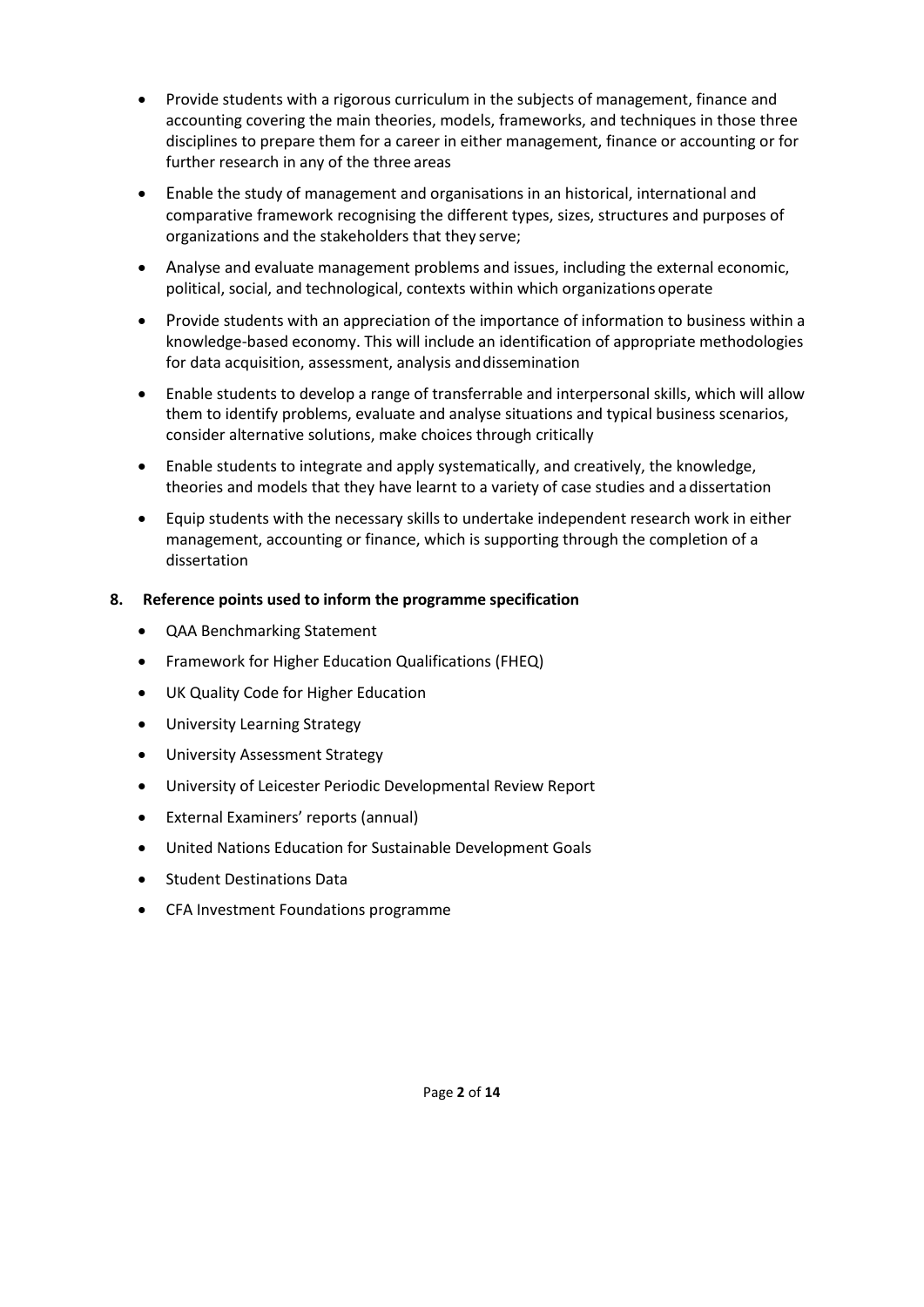- Provide students with a rigorous curriculum in the subjects of management, finance and accounting covering the main theories, models, frameworks, and techniques in those three disciplines to prepare them for a career in either management, finance or accounting or for further research in any of the three areas
- Enable the study of management and organisations in an historical, international and comparative framework recognising the different types, sizes, structures and purposes of organizations and the stakeholders that they serve;
- Analyse and evaluate management problems and issues, including the external economic, political, social, and technological, contexts within which organizations operate
- Provide students with an appreciation of the importance of information to business within a knowledge-based economy. This will include an identification of appropriate methodologies for data acquisition, assessment, analysis and dissemination
- Enable students to develop a range of transferrable and interpersonal skills, which will allow them to identify problems, evaluate and analyse situations and typical business scenarios, consider alternative solutions, make choices through critically
- Enable students to integrate and apply systematically, and creatively, the knowledge, theories and models that they have learnt to a variety of case studies and a dissertation
- Equip students with the necessary skills to undertake independent research work in either management, accounting or finance, which is supporting through the completion of a dissertation

## 8. Reference points used to inform the programme specification

- QAA Benchmarking Statement
- Framework for Higher Education Qualifications (FHEQ)
- UK Quality Code for Higher Education
- University Learning Strategy
- University Assessment Strategy
- University of Leicester Periodic Developmental Review Report
- External Examiners' reports (annual)
- United Nations Education for Sustainable Development Goals
- Student Destinations Data
- CFA Investment Foundations programme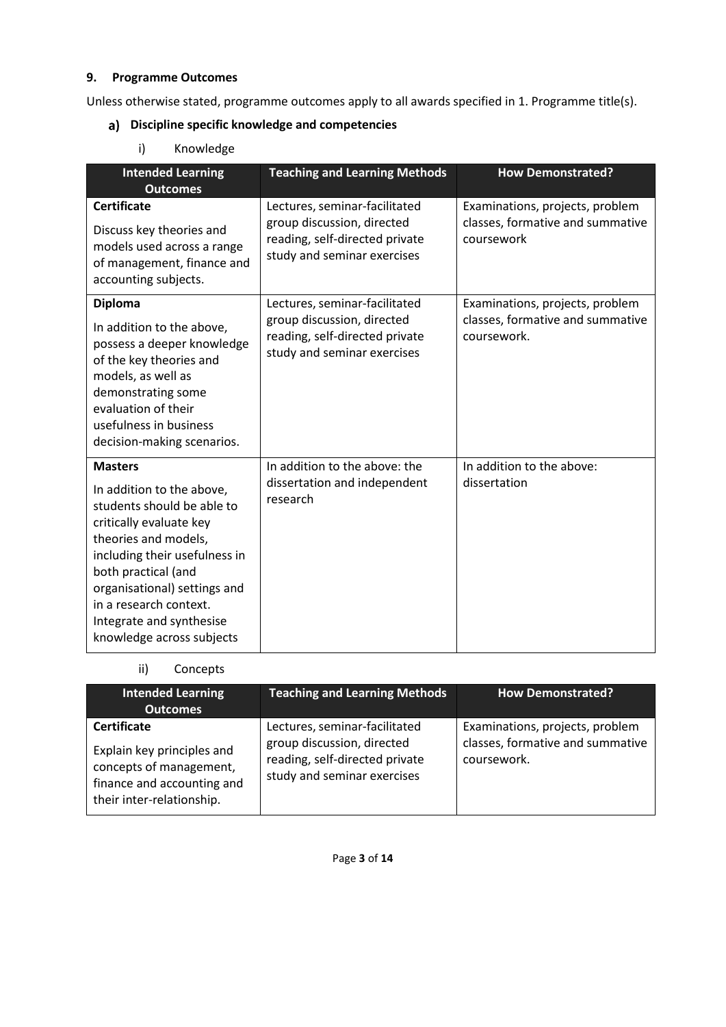## 9. Programme Outcomes

Unless otherwise stated, programme outcomes apply to all awards specified in 1. Programme title(s).

### a) Discipline specific knowledge and competencies

i) Knowledge

| Intended Learning Outcomes | Teaching and Learning Methods | How Demonstrated? |
|---|---|---|
| **Certificate**<br>Discuss key theories and models used across a range of management, finance and accounting subjects. | Lectures, seminar-facilitated group discussion, directed reading, self-directed private study and seminar exercises | Examinations, projects, problem classes, formative and summative coursework |
| **Diploma**<br>In addition to the above, possess a deeper knowledge of the key theories and models, as well as demonstrating some evaluation of their usefulness in business decision-making scenarios. | Lectures, seminar-facilitated group discussion, directed reading, self-directed private study and seminar exercises | Examinations, projects, problem classes, formative and summative coursework. |
| **Masters**<br>In addition to the above, students should be able to critically evaluate key theories and models, including their usefulness in both practical (and organisational) settings and in a research context. Integrate and synthesise knowledge across subjects | In addition to the above: the dissertation and independent research | In addition to the above: dissertation |

ii) Concepts

| Intended Learning Outcomes | Teaching and Learning Methods | How Demonstrated? |
|---|---|---|
| **Certificate**<br>Explain key principles and concepts of management, finance and accounting and their inter-relationship. | Lectures, seminar-facilitated group discussion, directed reading, self-directed private study and seminar exercises | Examinations, projects, problem classes, formative and summative coursework. |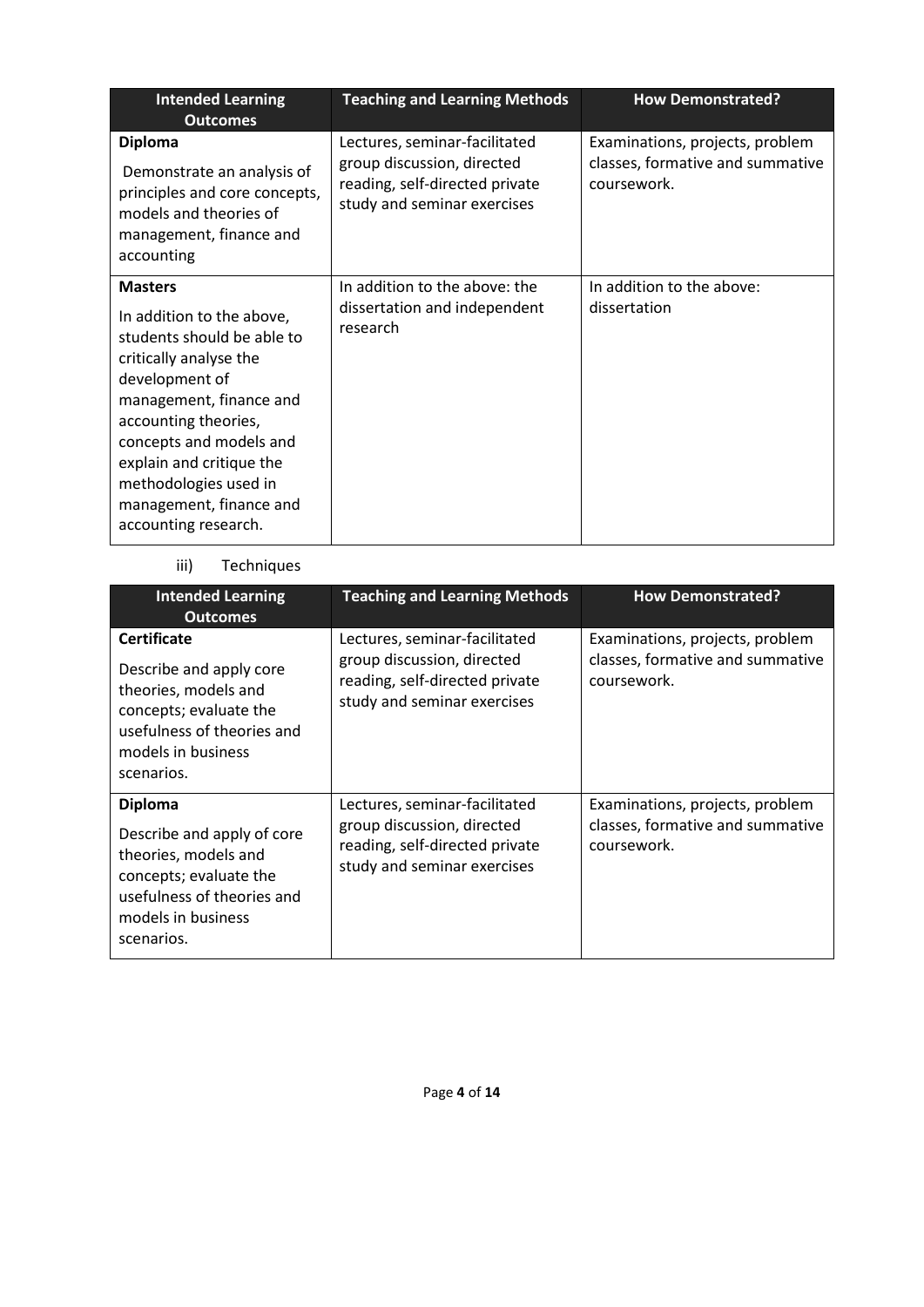| Intended Learning Outcomes | Teaching and Learning Methods | How Demonstrated? |
| --- | --- | --- |
| **Diploma**<br>Demonstrate an analysis of principles and core concepts, models and theories of management, finance and accounting | Lectures, seminar-facilitated group discussion, directed reading, self-directed private study and seminar exercises | Examinations, projects, problem classes, formative and summative coursework. |
| **Masters**<br>In addition to the above, students should be able to critically analyse the development of management, finance and accounting theories, concepts and models and explain and critique the methodologies used in management, finance and accounting research. | In addition to the above: the dissertation and independent research | In addition to the above: dissertation |

iii) Techniques

| Intended Learning Outcomes | Teaching and Learning Methods | How Demonstrated? |
| --- | --- | --- |
| **Certificate**<br>Describe and apply core theories, models and concepts; evaluate the usefulness of theories and models in business scenarios. | Lectures, seminar-facilitated group discussion, directed reading, self-directed private study and seminar exercises | Examinations, projects, problem classes, formative and summative coursework. |
| **Diploma**<br>Describe and apply of core theories, models and concepts; evaluate the usefulness of theories and models in business scenarios. | Lectures, seminar-facilitated group discussion, directed reading, self-directed private study and seminar exercises | Examinations, projects, problem classes, formative and summative coursework. |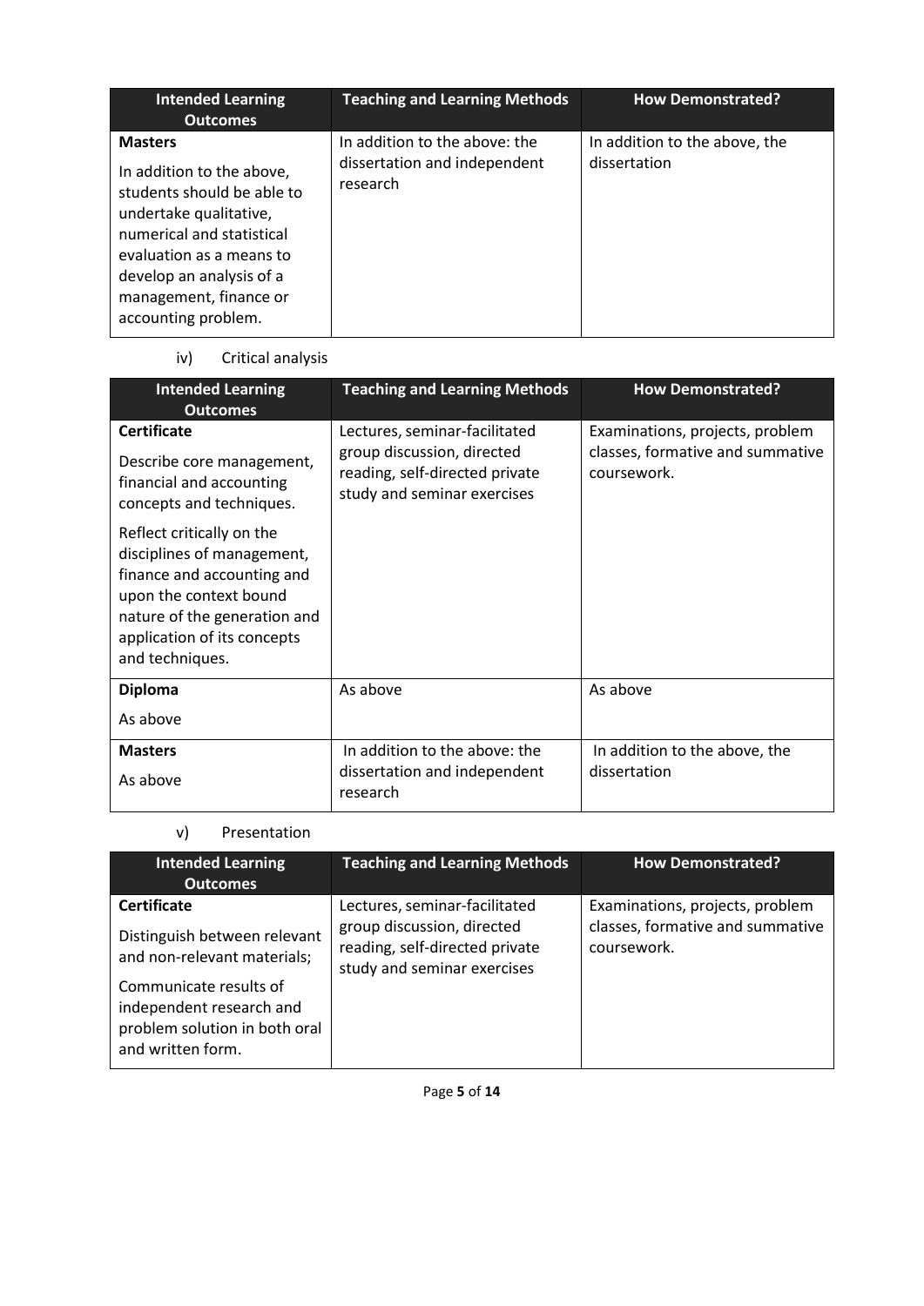| Intended Learning Outcomes | Teaching and Learning Methods | How Demonstrated? |
| --- | --- | --- |
| **Masters**<br><br>In addition to the above, students should be able to undertake qualitative, numerical and statistical evaluation as a means to develop an analysis of a management, finance or accounting problem. | In addition to the above: the dissertation and independent research | In addition to the above, the dissertation |

iv) Critical analysis

| Intended Learning Outcomes | Teaching and Learning Methods | How Demonstrated? |
| --- | --- | --- |
| **Certificate**<br><br>Describe core management, financial and accounting concepts and techniques.<br><br>Reflect critically on the disciplines of management, finance and accounting and upon the context bound nature of the generation and application of its concepts and techniques. | Lectures, seminar-facilitated group discussion, directed reading, self-directed private study and seminar exercises | Examinations, projects, problem classes, formative and summative coursework. |
| **Diploma**<br><br>As above | As above | As above |
| **Masters**<br><br>As above | In addition to the above: the dissertation and independent research | In addition to the above, the dissertation |

v) Presentation

| Intended Learning Outcomes | Teaching and Learning Methods | How Demonstrated? |
| --- | --- | --- |
| **Certificate**<br><br>Distinguish between relevant and non-relevant materials;<br><br>Communicate results of independent research and problem solution in both oral and written form. | Lectures, seminar-facilitated group discussion, directed reading, self-directed private study and seminar exercises | Examinations, projects, problem classes, formative and summative coursework. |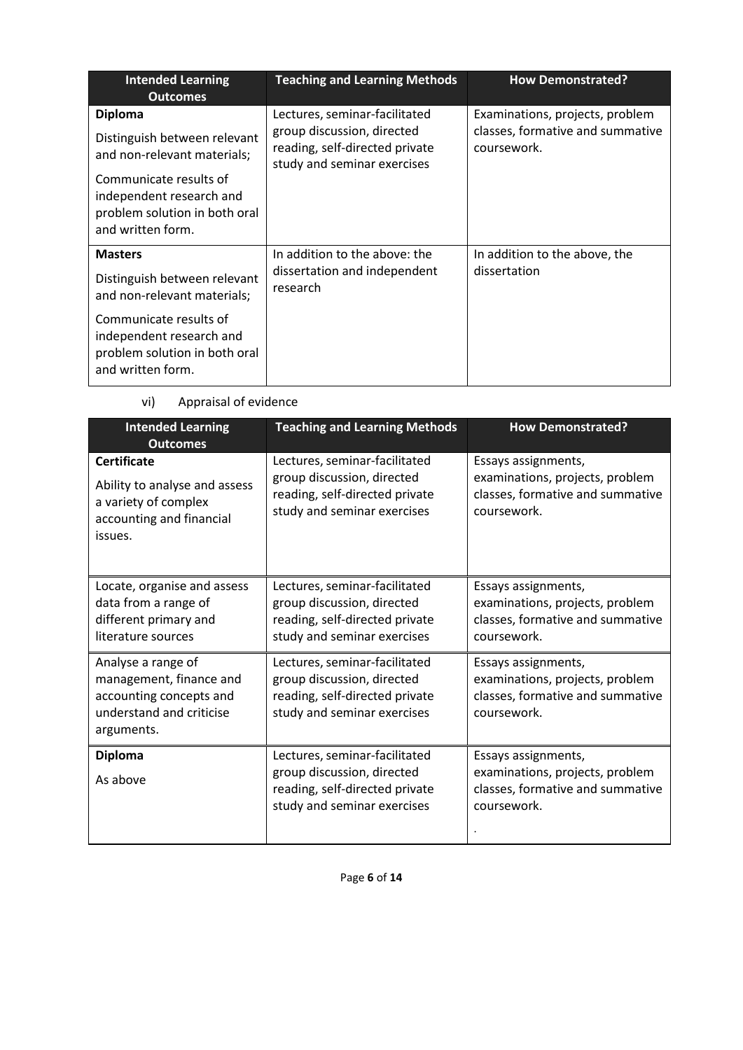| Intended Learning Outcomes | Teaching and Learning Methods | How Demonstrated? |
|---|---|---|
| **Diploma**<br>Distinguish between relevant and non-relevant materials;<br>Communicate results of independent research and problem solution in both oral and written form. | Lectures, seminar-facilitated group discussion, directed reading, self-directed private study and seminar exercises | Examinations, projects, problem classes, formative and summative coursework. |
| **Masters**<br>Distinguish between relevant and non-relevant materials;<br>Communicate results of independent research and problem solution in both oral and written form. | In addition to the above: the dissertation and independent research | In addition to the above, the dissertation |

vi) Appraisal of evidence

| Intended Learning Outcomes | Teaching and Learning Methods | How Demonstrated? |
|---|---|---|
| **Certificate**<br>Ability to analyse and assess a variety of complex accounting and financial issues. | Lectures, seminar-facilitated group discussion, directed reading, self-directed private study and seminar exercises | Essays assignments, examinations, projects, problem classes, formative and summative coursework. |
| Locate, organise and assess data from a range of different primary and literature sources | Lectures, seminar-facilitated group discussion, directed reading, self-directed private study and seminar exercises | Essays assignments, examinations, projects, problem classes, formative and summative coursework. |
| Analyse a range of management, finance and accounting concepts and understand and criticise arguments. | Lectures, seminar-facilitated group discussion, directed reading, self-directed private study and seminar exercises | Essays assignments, examinations, projects, problem classes, formative and summative coursework. |
| **Diploma**<br>As above | Lectures, seminar-facilitated group discussion, directed reading, self-directed private study and seminar exercises | Essays assignments, examinations, projects, problem classes, formative and summative coursework.<br>. |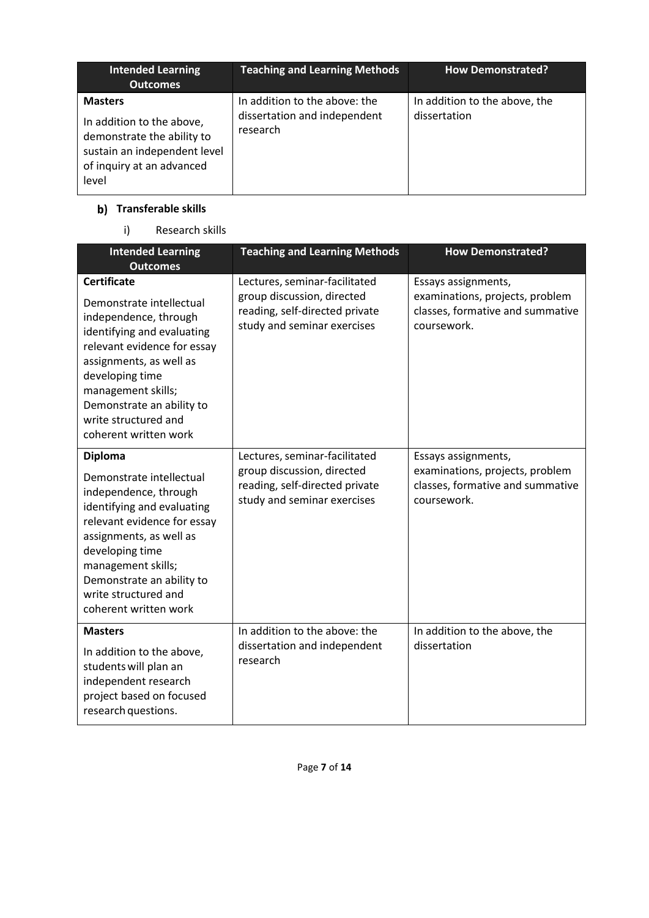| Intended Learning Outcomes | Teaching and Learning Methods | How Demonstrated? |
|---|---|---|
| **Masters**<br><br>In addition to the above, demonstrate the ability to sustain an independent level of inquiry at an advanced level | In addition to the above: the dissertation and independent research | In addition to the above, the dissertation |

**b) Transferable skills**

i) Research skills

| Intended Learning Outcomes | Teaching and Learning Methods | How Demonstrated? |
|---|---|---|
| **Certificate**<br><br>Demonstrate intellectual independence, through identifying and evaluating relevant evidence for essay assignments, as well as developing time management skills;<br>Demonstrate an ability to write structured and coherent written work | Lectures, seminar-facilitated group discussion, directed reading, self-directed private study and seminar exercises | Essays assignments, examinations, projects, problem classes, formative and summative coursework. |
| **Diploma**<br><br>Demonstrate intellectual independence, through identifying and evaluating relevant evidence for essay assignments, as well as developing time management skills;<br>Demonstrate an ability to write structured and coherent written work | Lectures, seminar-facilitated group discussion, directed reading, self-directed private study and seminar exercises | Essays assignments, examinations, projects, problem classes, formative and summative coursework. |
| **Masters**<br><br>In addition to the above, students will plan an independent research project based on focused research questions. | In addition to the above: the dissertation and independent research | In addition to the above, the dissertation |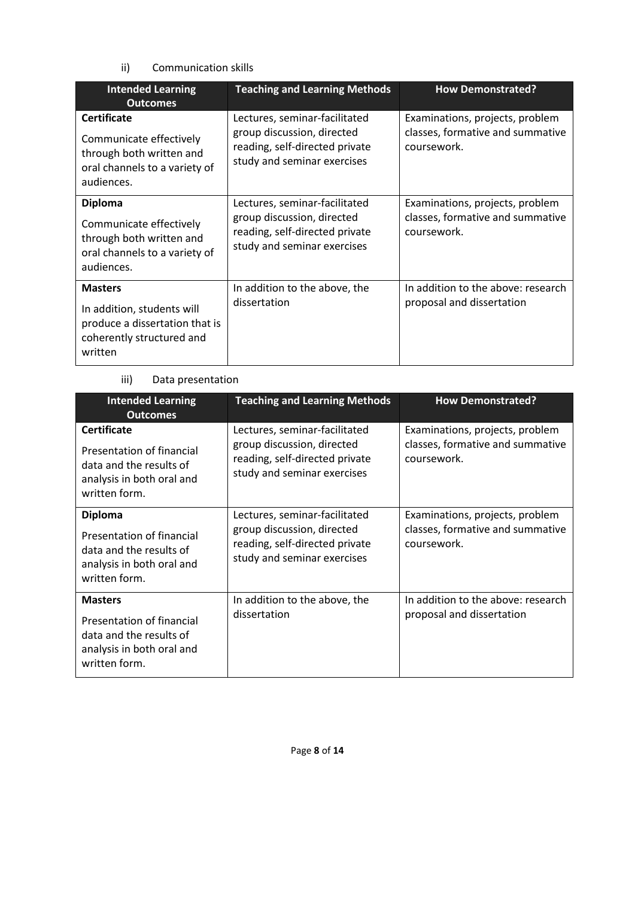ii) Communication skills

| Intended Learning Outcomes | Teaching and Learning Methods | How Demonstrated? |
|---|---|---|
| **Certificate**<br><br>Communicate effectively through both written and oral channels to a variety of audiences. | Lectures, seminar-facilitated group discussion, directed reading, self-directed private study and seminar exercises | Examinations, projects, problem classes, formative and summative coursework. |
| **Diploma**<br><br>Communicate effectively through both written and oral channels to a variety of audiences. | Lectures, seminar-facilitated group discussion, directed reading, self-directed private study and seminar exercises | Examinations, projects, problem classes, formative and summative coursework. |
| **Masters**<br><br>In addition, students will produce a dissertation that is coherently structured and written | In addition to the above, the dissertation | In addition to the above: research proposal and dissertation |

iii) Data presentation

| Intended Learning Outcomes | Teaching and Learning Methods | How Demonstrated? |
|---|---|---|
| **Certificate**<br><br>Presentation of financial data and the results of analysis in both oral and written form. | Lectures, seminar-facilitated group discussion, directed reading, self-directed private study and seminar exercises | Examinations, projects, problem classes, formative and summative coursework. |
| **Diploma**<br><br>Presentation of financial data and the results of analysis in both oral and written form. | Lectures, seminar-facilitated group discussion, directed reading, self-directed private study and seminar exercises | Examinations, projects, problem classes, formative and summative coursework. |
| **Masters**<br><br>Presentation of financial data and the results of analysis in both oral and written form. | In addition to the above, the dissertation | In addition to the above: research proposal and dissertation |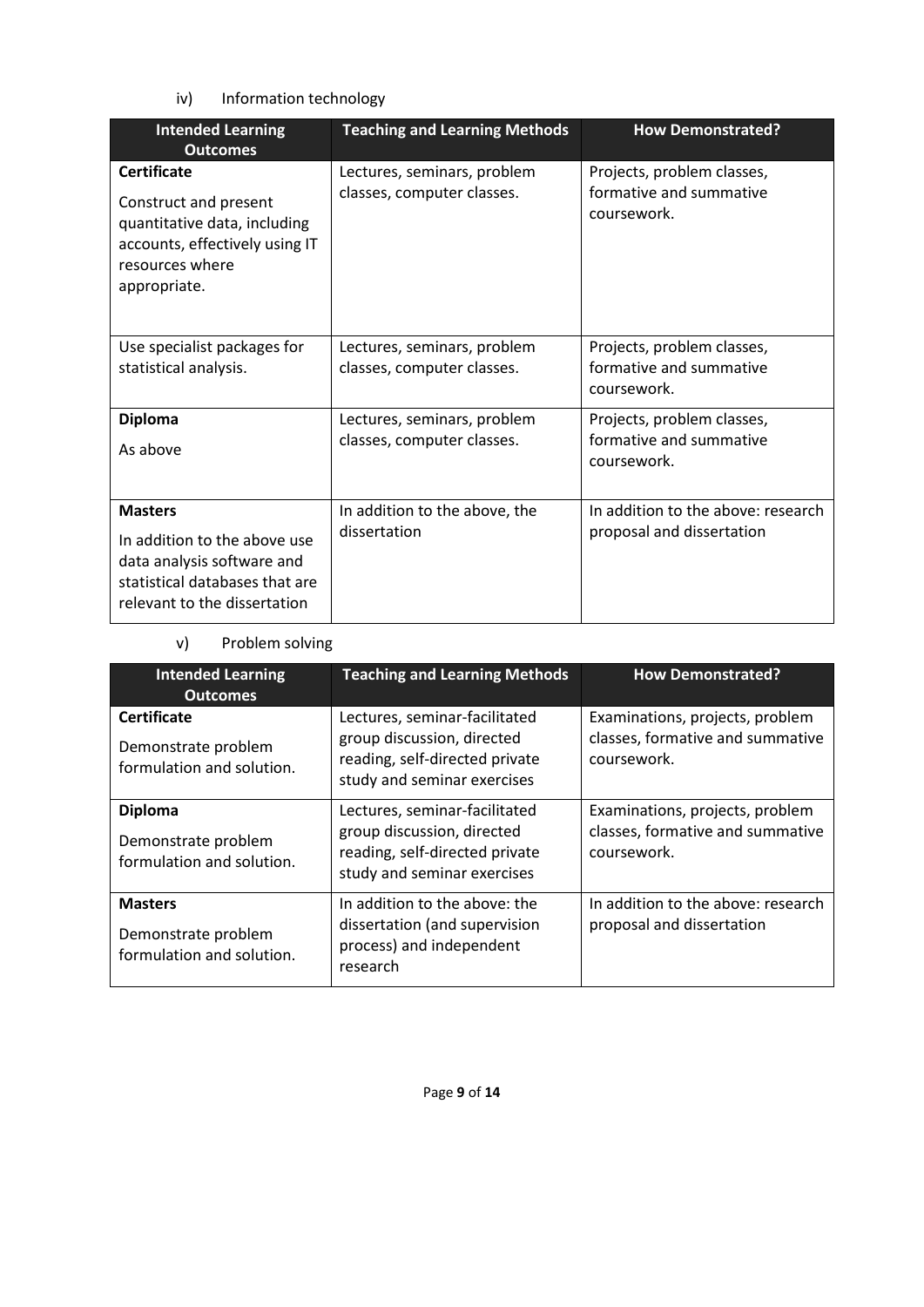iv) Information technology

| Intended Learning Outcomes | Teaching and Learning Methods | How Demonstrated? |
|---|---|---|
| **Certificate**<br><br>Construct and present quantitative data, including accounts, effectively using IT resources where appropriate. | Lectures, seminars, problem classes, computer classes. | Projects, problem classes, formative and summative coursework. |
| Use specialist packages for statistical analysis. | Lectures, seminars, problem classes, computer classes. | Projects, problem classes, formative and summative coursework. |
| **Diploma**<br><br>As above | Lectures, seminars, problem classes, computer classes. | Projects, problem classes, formative and summative coursework. |
| **Masters**<br><br>In addition to the above use data analysis software and statistical databases that are relevant to the dissertation | In addition to the above, the dissertation | In addition to the above: research proposal and dissertation |

v) Problem solving

| Intended Learning Outcomes | Teaching and Learning Methods | How Demonstrated? |
|---|---|---|
| **Certificate**<br><br>Demonstrate problem formulation and solution. | Lectures, seminar-facilitated group discussion, directed reading, self-directed private study and seminar exercises | Examinations, projects, problem classes, formative and summative coursework. |
| **Diploma**<br><br>Demonstrate problem formulation and solution. | Lectures, seminar-facilitated group discussion, directed reading, self-directed private study and seminar exercises | Examinations, projects, problem classes, formative and summative coursework. |
| **Masters**<br><br>Demonstrate problem formulation and solution. | In addition to the above: the dissertation (and supervision process) and independent research | In addition to the above: research proposal and dissertation |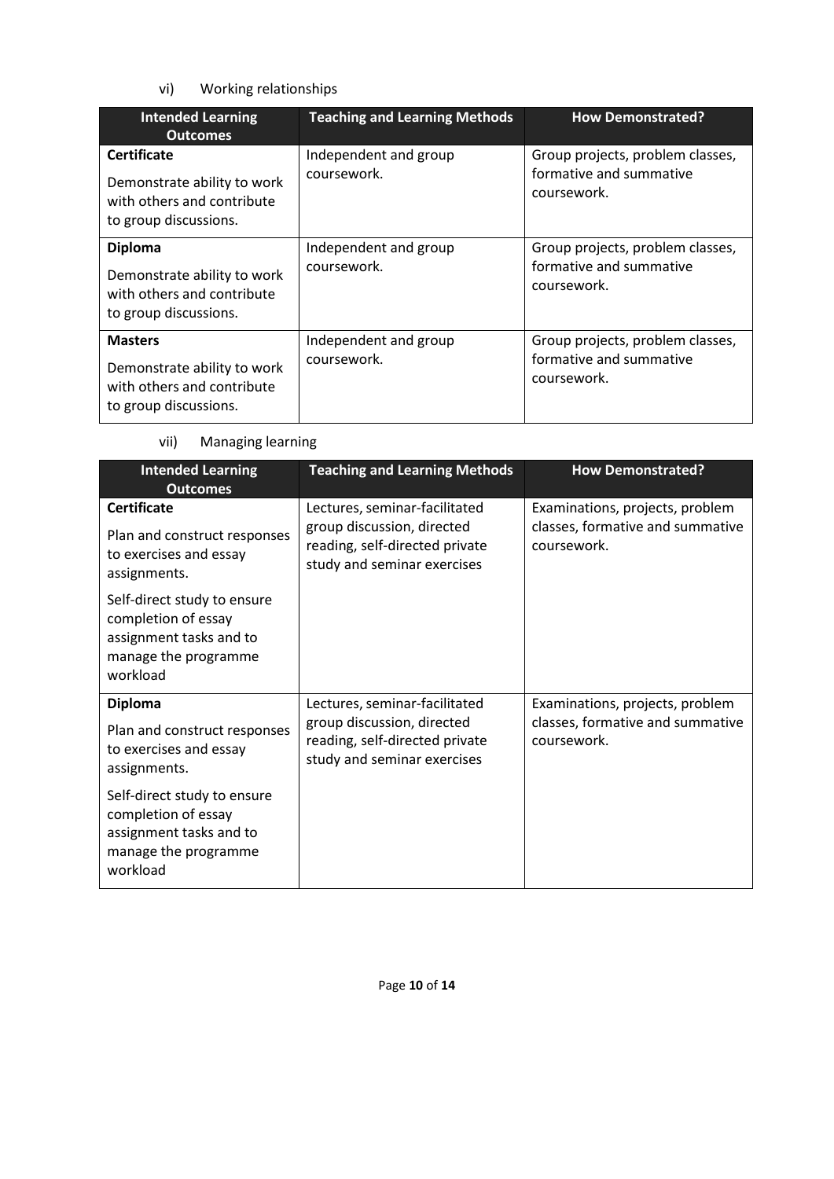vi) Working relationships

| Intended Learning Outcomes | Teaching and Learning Methods | How Demonstrated? |
|---|---|---|
| **Certificate**<br><br>Demonstrate ability to work with others and contribute to group discussions. | Independent and group coursework. | Group projects, problem classes, formative and summative coursework. |
| **Diploma**<br><br>Demonstrate ability to work with others and contribute to group discussions. | Independent and group coursework. | Group projects, problem classes, formative and summative coursework. |
| **Masters**<br><br>Demonstrate ability to work with others and contribute to group discussions. | Independent and group coursework. | Group projects, problem classes, formative and summative coursework. |

vii) Managing learning

| Intended Learning Outcomes | Teaching and Learning Methods | How Demonstrated? |
|---|---|---|
| **Certificate**<br><br>Plan and construct responses to exercises and essay assignments.<br><br>Self-direct study to ensure completion of essay assignment tasks and to manage the programme workload | Lectures, seminar-facilitated group discussion, directed reading, self-directed private study and seminar exercises | Examinations, projects, problem classes, formative and summative coursework. |
| **Diploma**<br><br>Plan and construct responses to exercises and essay assignments.<br><br>Self-direct study to ensure completion of essay assignment tasks and to manage the programme workload | Lectures, seminar-facilitated group discussion, directed reading, self-directed private study and seminar exercises | Examinations, projects, problem classes, formative and summative coursework. |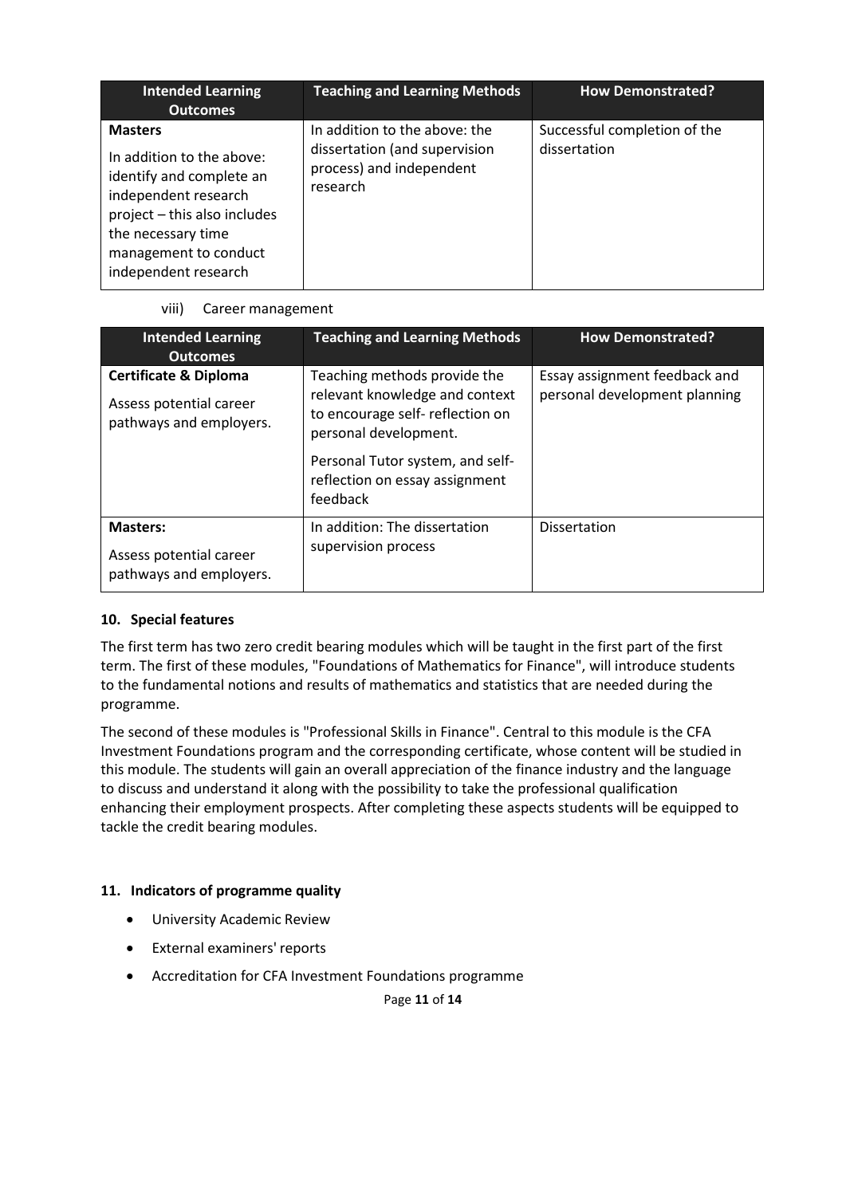| Intended Learning Outcomes | Teaching and Learning Methods | How Demonstrated? |
|---|---|---|
| **Masters**<br><br>In addition to the above: identify and complete an independent research project – this also includes the necessary time management to conduct independent research | In addition to the above: the dissertation (and supervision process) and independent research | Successful completion of the dissertation |

viii) Career management

| Intended Learning Outcomes | Teaching and Learning Methods | How Demonstrated? |
|---|---|---|
| **Certificate & Diploma**<br><br>Assess potential career pathways and employers. | Teaching methods provide the relevant knowledge and context to encourage self- reflection on personal development.<br><br>Personal Tutor system, and self-reflection on essay assignment feedback | Essay assignment feedback and personal development planning |
| **Masters:**<br><br>Assess potential career pathways and employers. | In addition: The dissertation supervision process | Dissertation |

## 10. Special features

The first term has two zero credit bearing modules which will be taught in the first part of the first term. The first of these modules, "Foundations of Mathematics for Finance", will introduce students to the fundamental notions and results of mathematics and statistics that are needed during the programme.

The second of these modules is "Professional Skills in Finance". Central to this module is the CFA Investment Foundations program and the corresponding certificate, whose content will be studied in this module. The students will gain an overall appreciation of the finance industry and the language to discuss and understand it along with the possibility to take the professional qualification enhancing their employment prospects. After completing these aspects students will be equipped to tackle the credit bearing modules.

## 11. Indicators of programme quality

- University Academic Review
- External examiners' reports
- Accreditation for CFA Investment Foundations programme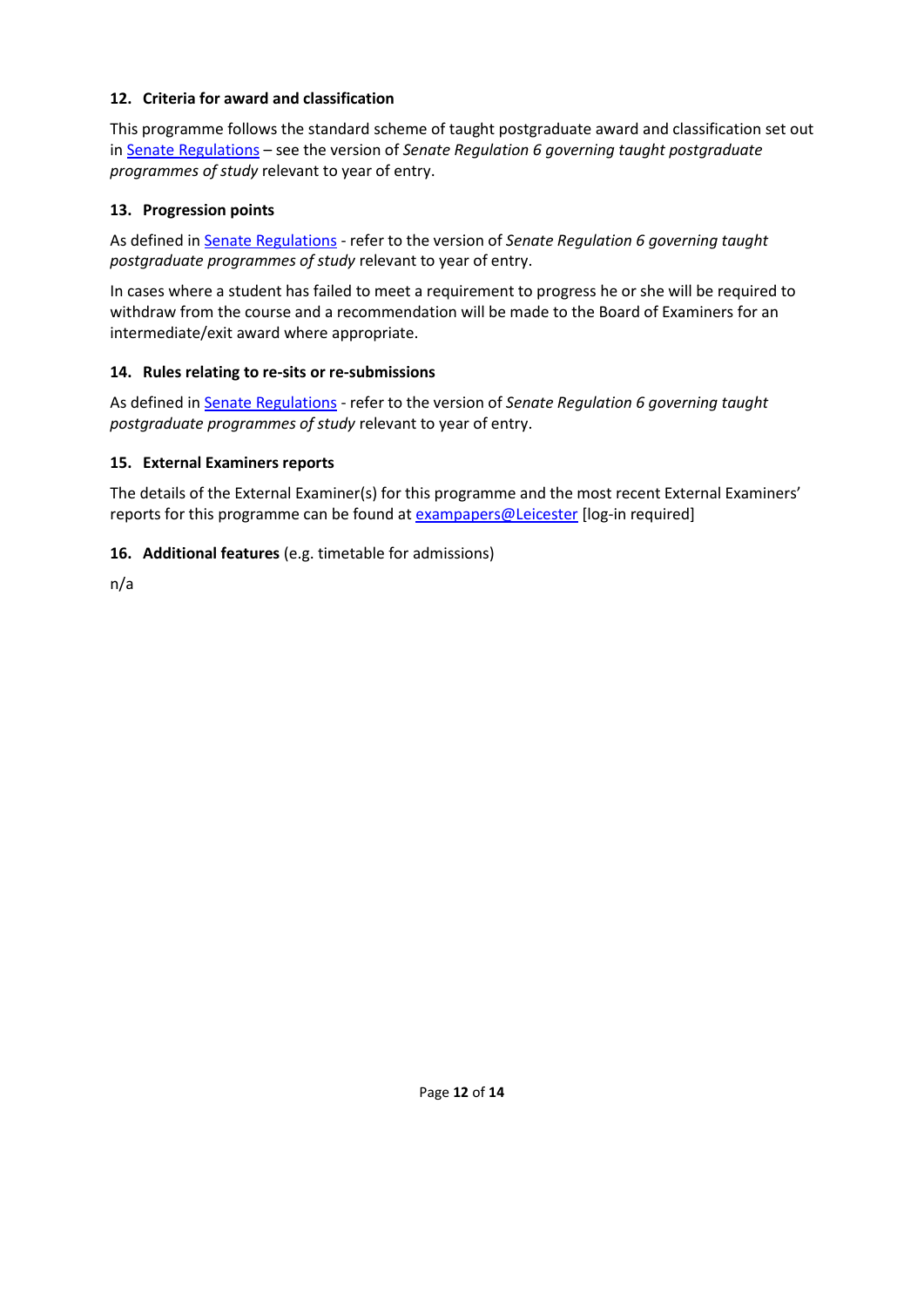### 12. Criteria for award and classification

This programme follows the standard scheme of taught postgraduate award and classification set out in Senate Regulations – see the version of *Senate Regulation 6 governing taught postgraduate programmes of study* relevant to year of entry.

### 13. Progression points

As defined in Senate Regulations - refer to the version of *Senate Regulation 6 governing taught postgraduate programmes of study* relevant to year of entry.

In cases where a student has failed to meet a requirement to progress he or she will be required to withdraw from the course and a recommendation will be made to the Board of Examiners for an intermediate/exit award where appropriate.

### 14. Rules relating to re-sits or re-submissions

As defined in Senate Regulations - refer to the version of *Senate Regulation 6 governing taught postgraduate programmes of study* relevant to year of entry.

### 15. External Examiners reports

The details of the External Examiner(s) for this programme and the most recent External Examiners' reports for this programme can be found at exampapers@Leicester [log-in required]

### 16. Additional features (e.g. timetable for admissions)

n/a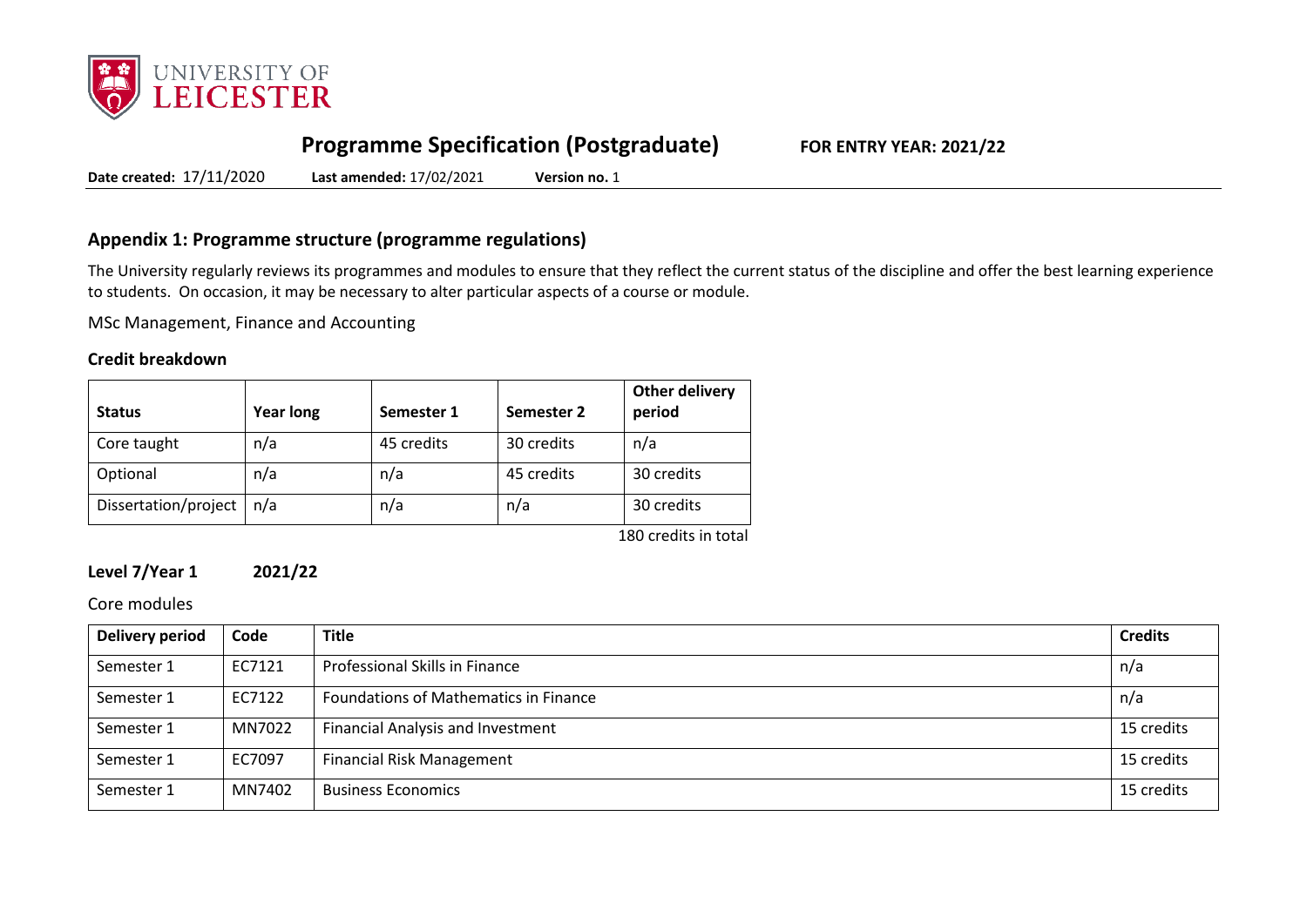# Programme Specification (Postgraduate)

**FOR ENTRY YEAR: 2021/22**

**Date created:** 17/11/2020 **Last amended:** 17/02/2021 **Version no.** 1

## Appendix 1: Programme structure (programme regulations)

The University regularly reviews its programmes and modules to ensure that they reflect the current status of the discipline and offer the best learning experience to students. On occasion, it may be necessary to alter particular aspects of a course or module.

MSc Management, Finance and Accounting

### Credit breakdown

| Status | Year long | Semester 1 | Semester 2 | Other delivery period |
|---|---|---|---|---|
| Core taught | n/a | 45 credits | 30 credits | n/a |
| Optional | n/a | n/a | 45 credits | 30 credits |
| Dissertation/project | n/a | n/a | n/a | 30 credits |

180 credits in total

### Level 7/Year 1 2021/22

Core modules

| Delivery period | Code | Title | Credits |
|---|---|---|---|
| Semester 1 | EC7121 | Professional Skills in Finance | n/a |
| Semester 1 | EC7122 | Foundations of Mathematics in Finance | n/a |
| Semester 1 | MN7022 | Financial Analysis and Investment | 15 credits |
| Semester 1 | EC7097 | Financial Risk Management | 15 credits |
| Semester 1 | MN7402 | Business Economics | 15 credits |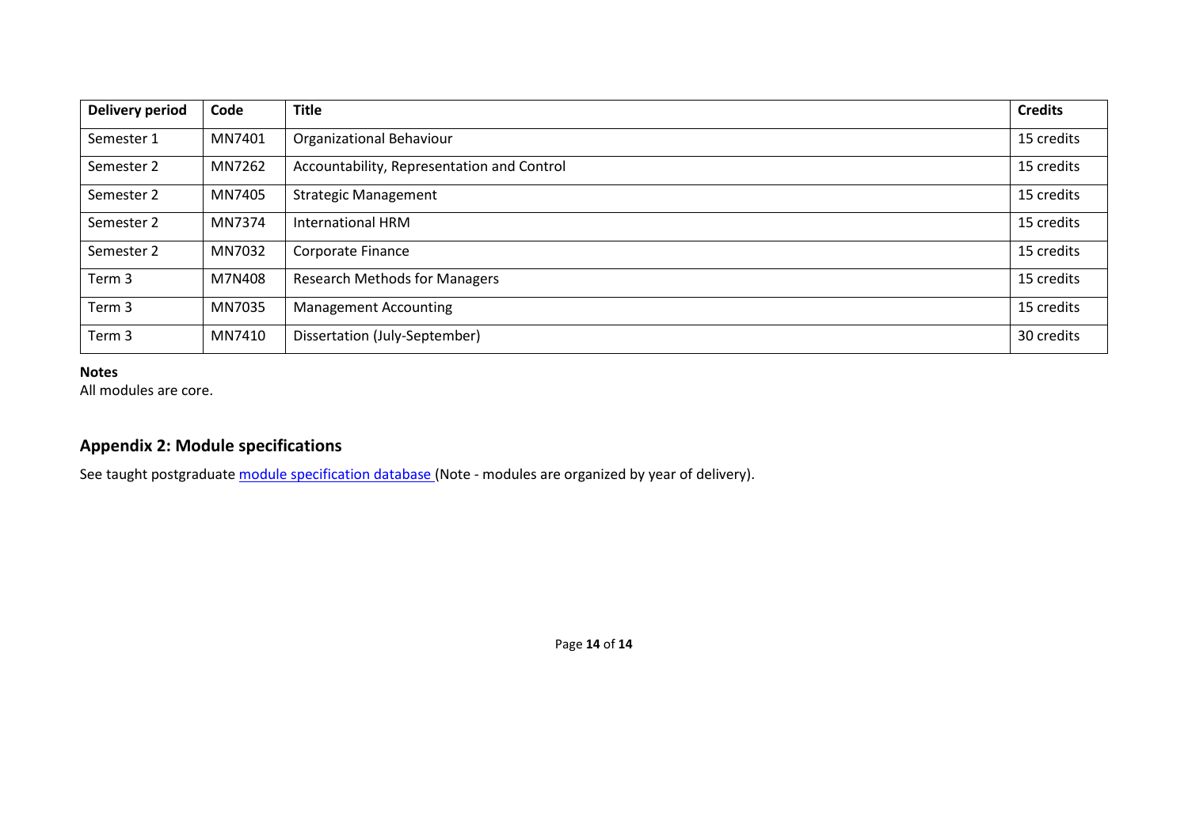| Delivery period | Code | Title | Credits |
|---|---|---|---|
| Semester 1 | MN7401 | Organizational Behaviour | 15 credits |
| Semester 2 | MN7262 | Accountability, Representation and Control | 15 credits |
| Semester 2 | MN7405 | Strategic Management | 15 credits |
| Semester 2 | MN7374 | International HRM | 15 credits |
| Semester 2 | MN7032 | Corporate Finance | 15 credits |
| Term 3 | M7N408 | Research Methods for Managers | 15 credits |
| Term 3 | MN7035 | Management Accounting | 15 credits |
| Term 3 | MN7410 | Dissertation (July-September) | 30 credits |

**Notes**

All modules are core.

## Appendix 2: Module specifications

See taught postgraduate module specification database (Note - modules are organized by year of delivery).